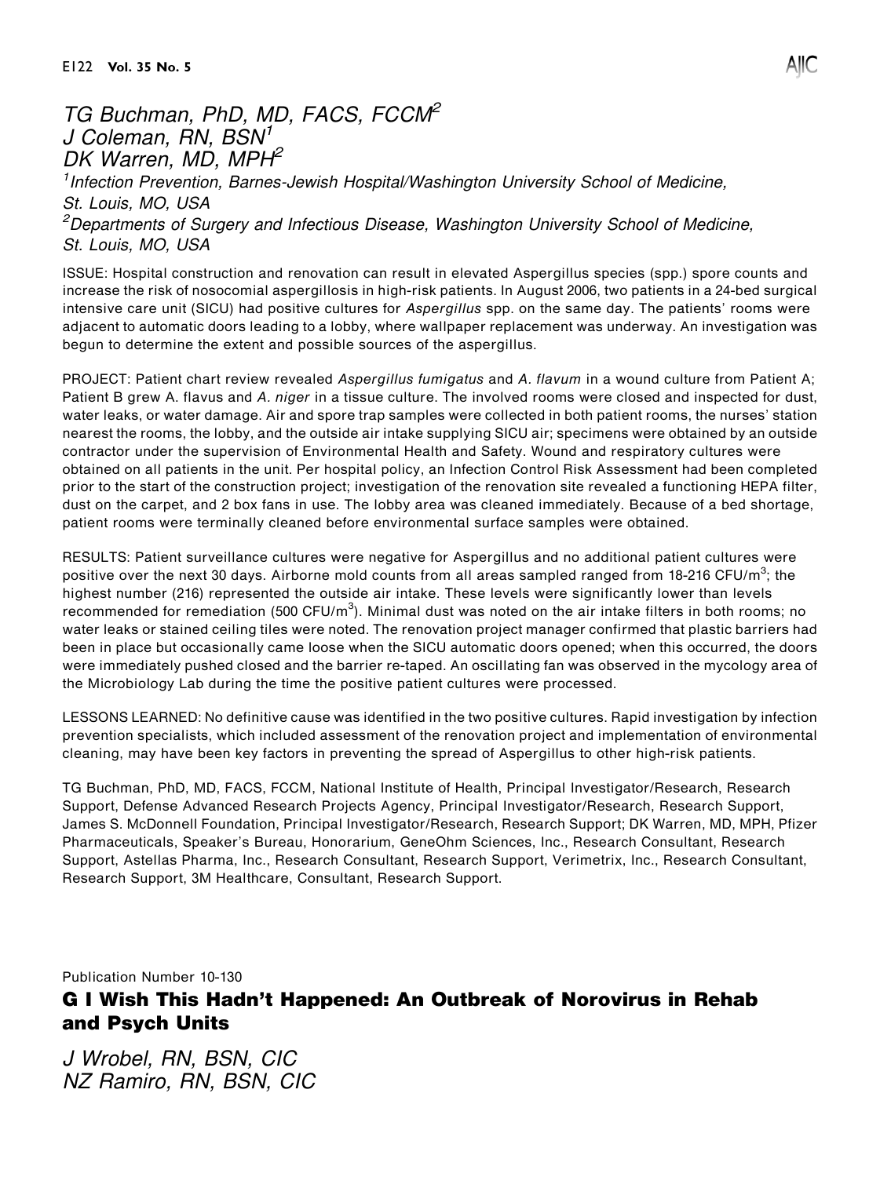*TG Buchman, PhD, MD, FACS, FCCM*[2]
*J Coleman, RN, BSN*[1]
*DK Warren, MD, MPH*[2]

*[1]Infection Prevention, Barnes-Jewish Hospital/Washington University School of Medicine, St. Louis, MO, USA*
*[2]Departments of Surgery and Infectious Disease, Washington University School of Medicine, St. Louis, MO, USA*

ISSUE: Hospital construction and renovation can result in elevated Aspergillus species (spp.) spore counts and increase the risk of nosocomial aspergillosis in high-risk patients. In August 2006, two patients in a 24-bed surgical intensive care unit (SICU) had positive cultures for *Aspergillus* spp. on the same day. The patients' rooms were adjacent to automatic doors leading to a lobby, where wallpaper replacement was underway. An investigation was begun to determine the extent and possible sources of the aspergillus.

PROJECT: Patient chart review revealed *Aspergillus fumigatus* and *A. flavum* in a wound culture from Patient A; Patient B grew A. flavus and *A. niger* in a tissue culture. The involved rooms were closed and inspected for dust, water leaks, or water damage. Air and spore trap samples were collected in both patient rooms, the nurses' station nearest the rooms, the lobby, and the outside air intake supplying SICU air; specimens were obtained by an outside contractor under the supervision of Environmental Health and Safety. Wound and respiratory cultures were obtained on all patients in the unit. Per hospital policy, an Infection Control Risk Assessment had been completed prior to the start of the construction project; investigation of the renovation site revealed a functioning HEPA filter, dust on the carpet, and 2 box fans in use. The lobby area was cleaned immediately. Because of a bed shortage, patient rooms were terminally cleaned before environmental surface samples were obtained.

RESULTS: Patient surveillance cultures were negative for Aspergillus and no additional patient cultures were positive over the next 30 days. Airborne mold counts from all areas sampled ranged from 18-216 CFU/m$^3$; the highest number (216) represented the outside air intake. These levels were significantly lower than levels recommended for remediation (500 CFU/m$^3$). Minimal dust was noted on the air intake filters in both rooms; no water leaks or stained ceiling tiles were noted. The renovation project manager confirmed that plastic barriers had been in place but occasionally came loose when the SICU automatic doors opened; when this occurred, the doors were immediately pushed closed and the barrier re-taped. An oscillating fan was observed in the mycology area of the Microbiology Lab during the time the positive patient cultures were processed.

LESSONS LEARNED: No definitive cause was identified in the two positive cultures. Rapid investigation by infection prevention specialists, which included assessment of the renovation project and implementation of environmental cleaning, may have been key factors in preventing the spread of Aspergillus to other high-risk patients.

TG Buchman, PhD, MD, FACS, FCCM, National Institute of Health, Principal Investigator/Research, Research Support, Defense Advanced Research Projects Agency, Principal Investigator/Research, Research Support, James S. McDonnell Foundation, Principal Investigator/Research, Research Support; DK Warren, MD, MPH, Pfizer Pharmaceuticals, Speaker's Bureau, Honorarium, GeneOhm Sciences, Inc., Research Consultant, Research Support, Astellas Pharma, Inc., Research Consultant, Research Support, Verimetrix, Inc., Research Consultant, Research Support, 3M Healthcare, Consultant, Research Support.

Publication Number 10-130

## G I Wish This Hadn't Happened: An Outbreak of Norovirus in Rehab and Psych Units

*J Wrobel, RN, BSN, CIC*
*NZ Ramiro, RN, BSN, CIC*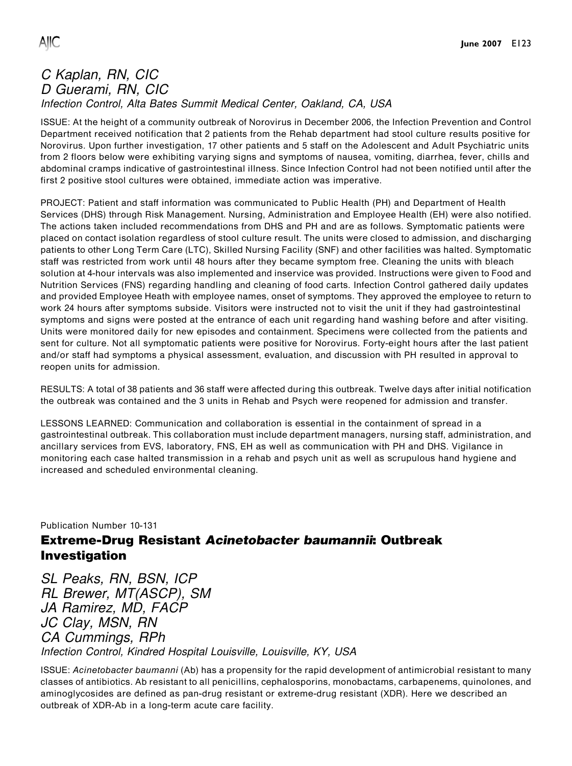*C Kaplan, RN, CIC*
*D Guerami, RN, CIC*
*Infection Control, Alta Bates Summit Medical Center, Oakland, CA, USA*

ISSUE: At the height of a community outbreak of Norovirus in December 2006, the Infection Prevention and Control Department received notification that 2 patients from the Rehab department had stool culture results positive for Norovirus. Upon further investigation, 17 other patients and 5 staff on the Adolescent and Adult Psychiatric units from 2 floors below were exhibiting varying signs and symptoms of nausea, vomiting, diarrhea, fever, chills and abdominal cramps indicative of gastrointestinal illness. Since Infection Control had not been notified until after the first 2 positive stool cultures were obtained, immediate action was imperative.

PROJECT: Patient and staff information was communicated to Public Health (PH) and Department of Health Services (DHS) through Risk Management. Nursing, Administration and Employee Health (EH) were also notified. The actions taken included recommendations from DHS and PH and are as follows. Symptomatic patients were placed on contact isolation regardless of stool culture result. The units were closed to admission, and discharging patients to other Long Term Care (LTC), Skilled Nursing Facility (SNF) and other facilities was halted. Symptomatic staff was restricted from work until 48 hours after they became symptom free. Cleaning the units with bleach solution at 4-hour intervals was also implemented and inservice was provided. Instructions were given to Food and Nutrition Services (FNS) regarding handling and cleaning of food carts. Infection Control gathered daily updates and provided Employee Heath with employee names, onset of symptoms. They approved the employee to return to work 24 hours after symptoms subside. Visitors were instructed not to visit the unit if they had gastrointestinal symptoms and signs were posted at the entrance of each unit regarding hand washing before and after visiting. Units were monitored daily for new episodes and containment. Specimens were collected from the patients and sent for culture. Not all symptomatic patients were positive for Norovirus. Forty-eight hours after the last patient and/or staff had symptoms a physical assessment, evaluation, and discussion with PH resulted in approval to reopen units for admission.

RESULTS: A total of 38 patients and 36 staff were affected during this outbreak. Twelve days after initial notification the outbreak was contained and the 3 units in Rehab and Psych were reopened for admission and transfer.

LESSONS LEARNED: Communication and collaboration is essential in the containment of spread in a gastrointestinal outbreak. This collaboration must include department managers, nursing staff, administration, and ancillary services from EVS, laboratory, FNS, EH as well as communication with PH and DHS. Vigilance in monitoring each case halted transmission in a rehab and psych unit as well as scrupulous hand hygiene and increased and scheduled environmental cleaning.

Publication Number 10-131

## Extreme-Drug Resistant *Acinetobacter baumannii*: Outbreak Investigation

*SL Peaks, RN, BSN, ICP*
*RL Brewer, MT(ASCP), SM*
*JA Ramirez, MD, FACP*
*JC Clay, MSN, RN*
*CA Cummings, RPh*
*Infection Control, Kindred Hospital Louisville, Louisville, KY, USA*

ISSUE: *Acinetobacter baumanni* (Ab) has a propensity for the rapid development of antimicrobial resistant to many classes of antibiotics. Ab resistant to all penicillins, cephalosporins, monobactams, carbapenems, quinolones, and aminoglycosides are defined as pan-drug resistant or extreme-drug resistant (XDR). Here we described an outbreak of XDR-Ab in a long-term acute care facility.